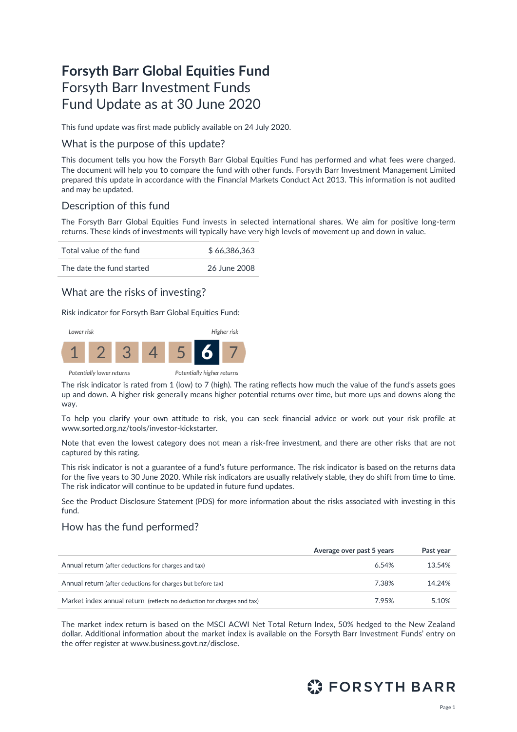# Forsyth Barr Global Equities Fund

Forsyth Barr Investment Funds
Fund Update as at 30 June 2020

This fund update was first made publicly available on 24 July 2020.

## What is the purpose of this update?

This document tells you how the Forsyth Barr Global Equities Fund has performed and what fees were charged. The document will help you to compare the fund with other funds. Forsyth Barr Investment Management Limited prepared this update in accordance with the Financial Markets Conduct Act 2013. This information is not audited and may be updated.

## Description of this fund

The Forsyth Barr Global Equities Fund invests in selected international shares. We aim for positive long-term returns. These kinds of investments will typically have very high levels of movement up and down in value.

| | |
|---|---|
| Total value of the fund | $ 66,386,363 |
| The date the fund started | 26 June 2008 |

## What are the risks of investing?

Risk indicator for Forsyth Barr Global Equities Fund:

*Lower risk* — *Higher risk*

| 1 | 2 | 3 | 4 | 5 | **6** | 7 |
|---|---|---|---|---|---|---|

*Potentially lower returns* — *Potentially higher returns*

The risk indicator is rated from 1 (low) to 7 (high). The rating reflects how much the value of the fund's assets goes up and down. A higher risk generally means higher potential returns over time, but more ups and downs along the way.

To help you clarify your own attitude to risk, you can seek financial advice or work out your risk profile at www.sorted.org.nz/tools/investor-kickstarter.

Note that even the lowest category does not mean a risk-free investment, and there are other risks that are not captured by this rating.

This risk indicator is not a guarantee of a fund's future performance. The risk indicator is based on the returns data for the five years to 30 June 2020. While risk indicators are usually relatively stable, they do shift from time to time. The risk indicator will continue to be updated in future fund updates.

See the Product Disclosure Statement (PDS) for more information about the risks associated with investing in this fund.

## How has the fund performed?

| | Average over past 5 years | Past year |
|---|---|---|
| Annual return (after deductions for charges and tax) | 6.54% | 13.54% |
| Annual return (after deductions for charges but before tax) | 7.38% | 14.24% |
| Market index annual return (reflects no deduction for charges and tax) | 7.95% | 5.10% |

The market index return is based on the MSCI ACWI Net Total Return Index, 50% hedged to the New Zealand dollar. Additional information about the market index is available on the Forsyth Barr Investment Funds' entry on the offer register at www.business.govt.nz/disclose.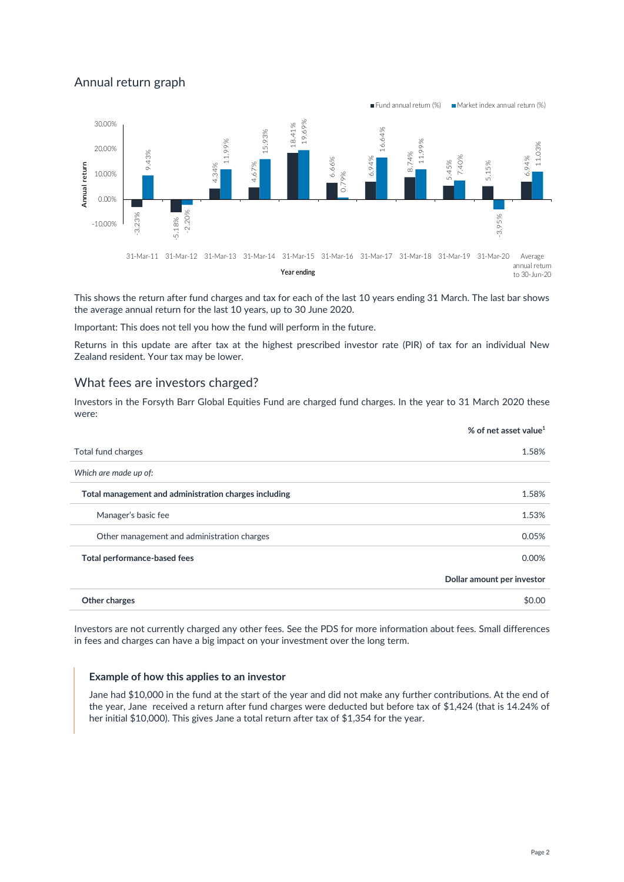## Annual return graph

| Year ending | Fund annual return (%) | Market index annual return (%) |
|---|---|---|
| 31-Mar-11 | -3.23% | 9.43% |
| 31-Mar-12 | -5.18% | -2.20% |
| 31-Mar-13 | 4.34% | 11.99% |
| 31-Mar-14 | 4.67% | 15.93% |
| 31-Mar-15 | 18.41% | 19.69% |
| 31-Mar-16 | 6.66% | 0.79% |
| 31-Mar-17 | 6.94% | 16.64% |
| 31-Mar-18 | 8.74% | 11.99% |
| 31-Mar-19 | 5.45% | 7.40% |
| 31-Mar-20 | 5.15% | -3.95% |
| Average annual return to 30-Jun-20 | 6.94% | 11.03% |

This shows the return after fund charges and tax for each of the last 10 years ending 31 March. The last bar shows the average annual return for the last 10 years, up to 30 June 2020.

Important: This does not tell you how the fund will perform in the future.

Returns in this update are after tax at the highest prescribed investor rate (PIR) of tax for an individual New Zealand resident. Your tax may be lower.

## What fees are investors charged?

Investors in the Forsyth Barr Global Equities Fund are charged fund charges. In the year to 31 March 2020 these were:

| | % of net asset value[1] |
|---|---|
| Total fund charges | 1.58% |
| *Which are made up of:* | |
| **Total management and administration charges including** | 1.58% |
| Manager's basic fee | 1.53% |
| Other management and administration charges | 0.05% |
| **Total performance-based fees** | 0.00% |
| | **Dollar amount per investor** |
| **Other charges** | $0.00 |

Investors are not currently charged any other fees. See the PDS for more information about fees. Small differences in fees and charges can have a big impact on your investment over the long term.

### Example of how this applies to an investor

Jane had $10,000 in the fund at the start of the year and did not make any further contributions. At the end of the year, Jane received a return after fund charges were deducted but before tax of $1,424 (that is 14.24% of her initial $10,000). This gives Jane a total return after tax of $1,354 for the year.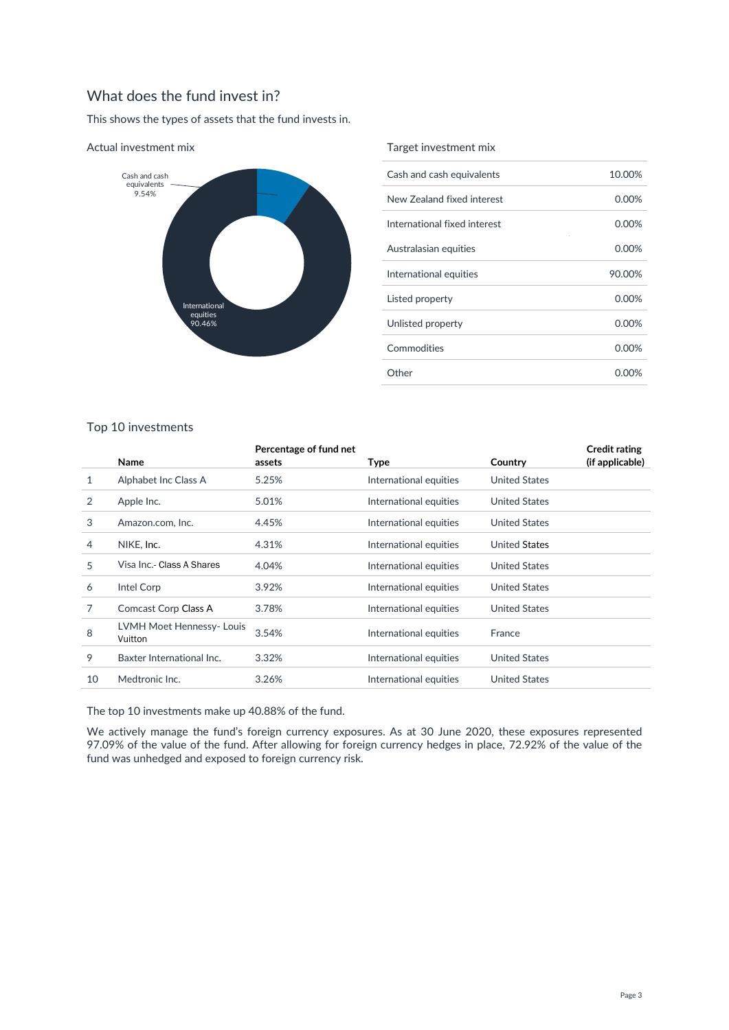## What does the fund invest in?

This shows the types of assets that the fund invests in.

### Actual investment mix

Cash and cash equivalents 9.54%

International equities 90.46%

### Target investment mix

| | |
|---|---|
| Cash and cash equivalents | 10.00% |
| New Zealand fixed interest | 0.00% |
| International fixed interest | 0.00% |
| Australasian equities | 0.00% |
| International equities | 90.00% |
| Listed property | 0.00% |
| Unlisted property | 0.00% |
| Commodities | 0.00% |
| Other | 0.00% |

### Top 10 investments

| | Name | Percentage of fund net assets | Type | Country | Credit rating (if applicable) |
|---|---|---|---|---|---|
| 1 | Alphabet Inc Class A | 5.25% | International equities | United States | |
| 2 | Apple Inc. | 5.01% | International equities | United States | |
| 3 | Amazon.com, Inc. | 4.45% | International equities | United States | |
| 4 | NIKE, Inc. | 4.31% | International equities | United States | |
| 5 | Visa Inc.- Class A Shares | 4.04% | International equities | United States | |
| 6 | Intel Corp | 3.92% | International equities | United States | |
| 7 | Comcast Corp Class A | 3.78% | International equities | United States | |
| 8 | LVMH Moet Hennessy- Louis Vuitton | 3.54% | International equities | France | |
| 9 | Baxter International Inc. | 3.32% | International equities | United States | |
| 10 | Medtronic Inc. | 3.26% | International equities | United States | |

The top 10 investments make up 40.88% of the fund.

We actively manage the fund's foreign currency exposures. As at 30 June 2020, these exposures represented 97.09% of the value of the fund. After allowing for foreign currency hedges in place, 72.92% of the value of the fund was unhedged and exposed to foreign currency risk.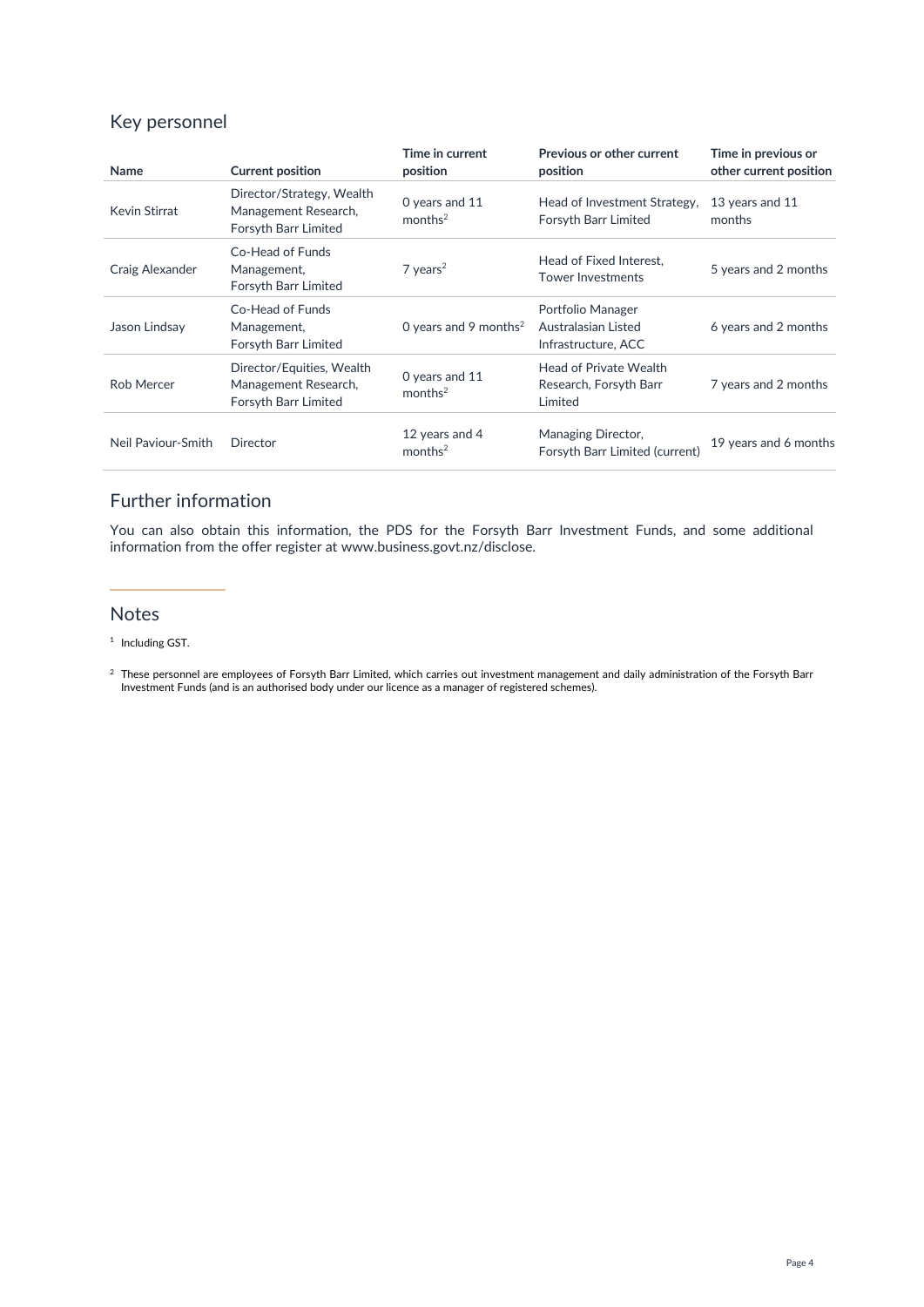## Key personnel

| Name | Current position | Time in current position | Previous or other current position | Time in previous or other current position |
|---|---|---|---|---|
| Kevin Stirrat | Director/Strategy, Wealth Management Research, Forsyth Barr Limited | 0 years and 11 months[2] | Head of Investment Strategy, Forsyth Barr Limited | 13 years and 11 months |
| Craig Alexander | Co-Head of Funds Management, Forsyth Barr Limited | 7 years[2] | Head of Fixed Interest, Tower Investments | 5 years and 2 months |
| Jason Lindsay | Co-Head of Funds Management, Forsyth Barr Limited | 0 years and 9 months[2] | Portfolio Manager Australasian Listed Infrastructure, ACC | 6 years and 2 months |
| Rob Mercer | Director/Equities, Wealth Management Research, Forsyth Barr Limited | 0 years and 11 months[2] | Head of Private Wealth Research, Forsyth Barr Limited | 7 years and 2 months |
| Neil Paviour-Smith | Director | 12 years and 4 months[2] | Managing Director, Forsyth Barr Limited (current) | 19 years and 6 months |

## Further information

You can also obtain this information, the PDS for the Forsyth Barr Investment Funds, and some additional information from the offer register at www.business.govt.nz/disclose.

## Notes

[1] Including GST.

[2] These personnel are employees of Forsyth Barr Limited, which carries out investment management and daily administration of the Forsyth Barr Investment Funds (and is an authorised body under our licence as a manager of registered schemes).